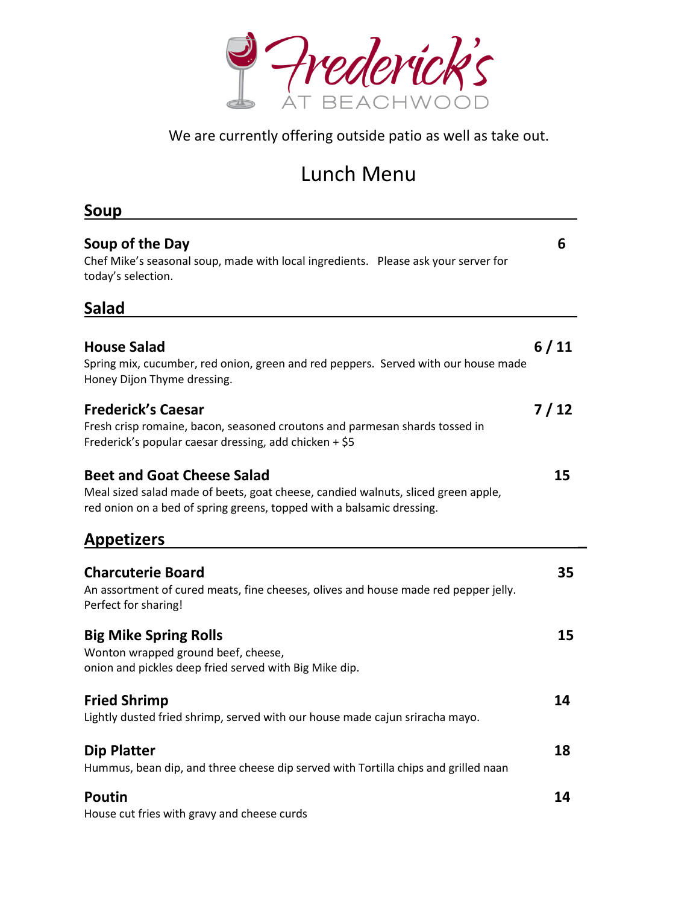# Frederick's AT BEACHWOOD

We are currently offering outside patio as well as take out.

## Lunch Menu

### Soup

**Soup of the Day** **6**
Chef Mike's seasonal soup, made with local ingredients. Please ask your server for today's selection.

### Salad

**House Salad** **6 / 11**
Spring mix, cucumber, red onion, green and red peppers. Served with our house made Honey Dijon Thyme dressing.

**Frederick's Caesar** **7 / 12**
Fresh crisp romaine, bacon, seasoned croutons and parmesan shards tossed in Frederick's popular caesar dressing, add chicken + $5

**Beet and Goat Cheese Salad** **15**
Meal sized salad made of beets, goat cheese, candied walnuts, sliced green apple, red onion on a bed of spring greens, topped with a balsamic dressing.

### Appetizers

**Charcuterie Board** **35**
An assortment of cured meats, fine cheeses, olives and house made red pepper jelly. Perfect for sharing!

**Big Mike Spring Rolls** **15**
Wonton wrapped ground beef, cheese,
onion and pickles deep fried served with Big Mike dip.

**Fried Shrimp** **14**
Lightly dusted fried shrimp, served with our house made cajun sriracha mayo.

**Dip Platter** **18**
Hummus, bean dip, and three cheese dip served with Tortilla chips and grilled naan

**Poutine** **14**
House cut fries with gravy and cheese curds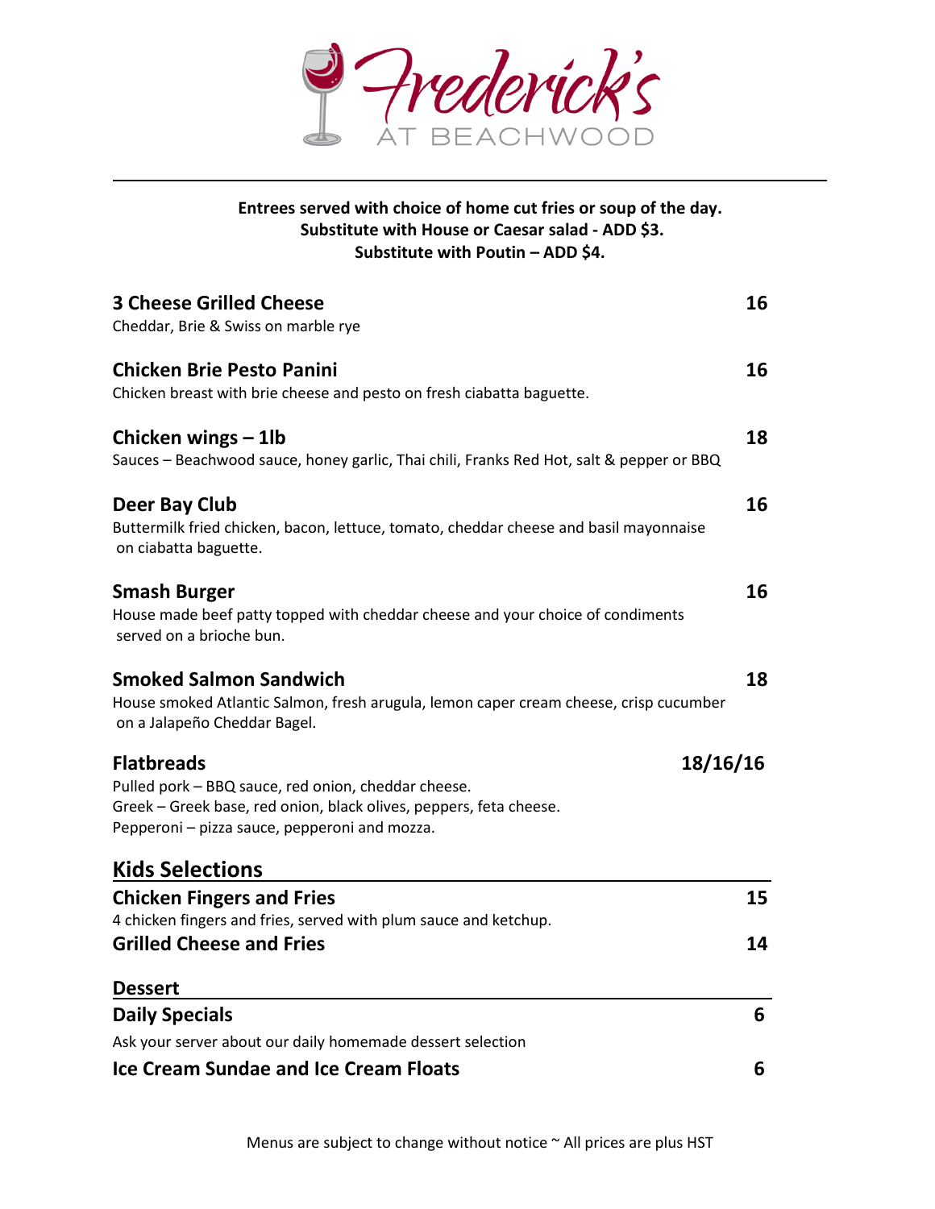# Frederick's AT BEACHWOOD

---

**Entrees served with choice of home cut fries or soup of the day.**
**Substitute with House or Caesar salad - ADD $3.**
**Substitute with Poutin – ADD $4.**

**3 Cheese Grilled Cheese** — **16**
Cheddar, Brie & Swiss on marble rye

**Chicken Brie Pesto Panini** — **16**
Chicken breast with brie cheese and pesto on fresh ciabatta baguette.

**Chicken wings – 1lb** — **18**
Sauces – Beachwood sauce, honey garlic, Thai chili, Franks Red Hot, salt & pepper or BBQ

**Deer Bay Club** — **16**
Buttermilk fried chicken, bacon, lettuce, tomato, cheddar cheese and basil mayonnaise on ciabatta baguette.

**Smash Burger** — **16**
House made beef patty topped with cheddar cheese and your choice of condiments served on a brioche bun.

**Smoked Salmon Sandwich** — **18**
House smoked Atlantic Salmon, fresh arugula, lemon caper cream cheese, crisp cucumber on a Jalapeño Cheddar Bagel.

**Flatbreads** — **18/16/16**
Pulled pork – BBQ sauce, red onion, cheddar cheese.
Greek – Greek base, red onion, black olives, peppers, feta cheese.
Pepperoni – pizza sauce, pepperoni and mozza.

## Kids Selections

**Chicken Fingers and Fries** — **15**
4 chicken fingers and fries, served with plum sauce and ketchup.

**Grilled Cheese and Fries** — **14**

## Dessert

**Daily Specials** — **6**
Ask your server about our daily homemade dessert selection

**Ice Cream Sundae and Ice Cream Floats** — **6**

Menus are subject to change without notice ~ All prices are plus HST